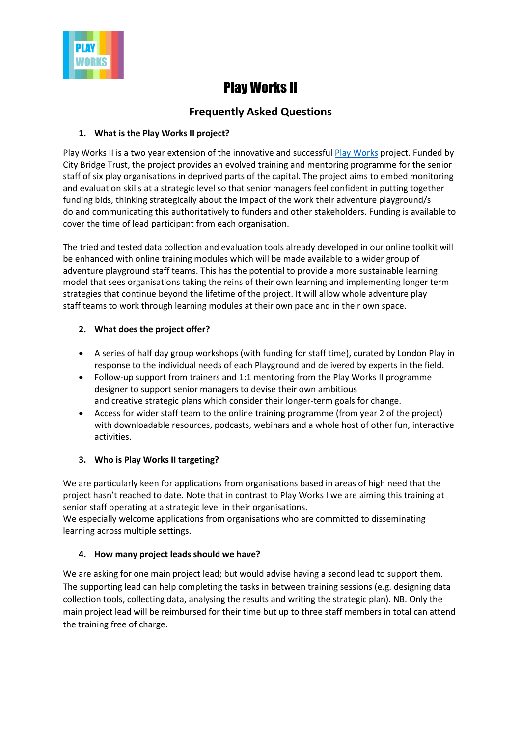# Play Works II

## Frequently Asked Questions

### 1. What is the Play Works II project?

Play Works II is a two year extension of the innovative and successful [Play Works](#) project. Funded by City Bridge Trust, the project provides an evolved training and mentoring programme for the senior staff of six play organisations in deprived parts of the capital. The project aims to embed monitoring and evaluation skills at a strategic level so that senior managers feel confident in putting together funding bids, thinking strategically about the impact of the work their adventure playground/s do and communicating this authoritatively to funders and other stakeholders. Funding is available to cover the time of lead participant from each organisation.

The tried and tested data collection and evaluation tools already developed in our online toolkit will be enhanced with online training modules which will be made available to a wider group of adventure playground staff teams. This has the potential to provide a more sustainable learning model that sees organisations taking the reins of their own learning and implementing longer term strategies that continue beyond the lifetime of the project. It will allow whole adventure play staff teams to work through learning modules at their own pace and in their own space.

### 2. What does the project offer?

- A series of half day group workshops (with funding for staff time), curated by London Play in response to the individual needs of each Playground and delivered by experts in the field.
- Follow-up support from trainers and 1:1 mentoring from the Play Works II programme designer to support senior managers to devise their own ambitious and creative strategic plans which consider their longer-term goals for change.
- Access for wider staff team to the online training programme (from year 2 of the project) with downloadable resources, podcasts, webinars and a whole host of other fun, interactive activities.

### 3. Who is Play Works II targeting?

We are particularly keen for applications from organisations based in areas of high need that the project hasn't reached to date. Note that in contrast to Play Works I we are aiming this training at senior staff operating at a strategic level in their organisations.
We especially welcome applications from organisations who are committed to disseminating learning across multiple settings.

### 4. How many project leads should we have?

We are asking for one main project lead; but would advise having a second lead to support them. The supporting lead can help completing the tasks in between training sessions (e.g. designing data collection tools, collecting data, analysing the results and writing the strategic plan). NB. Only the main project lead will be reimbursed for their time but up to three staff members in total can attend the training free of charge.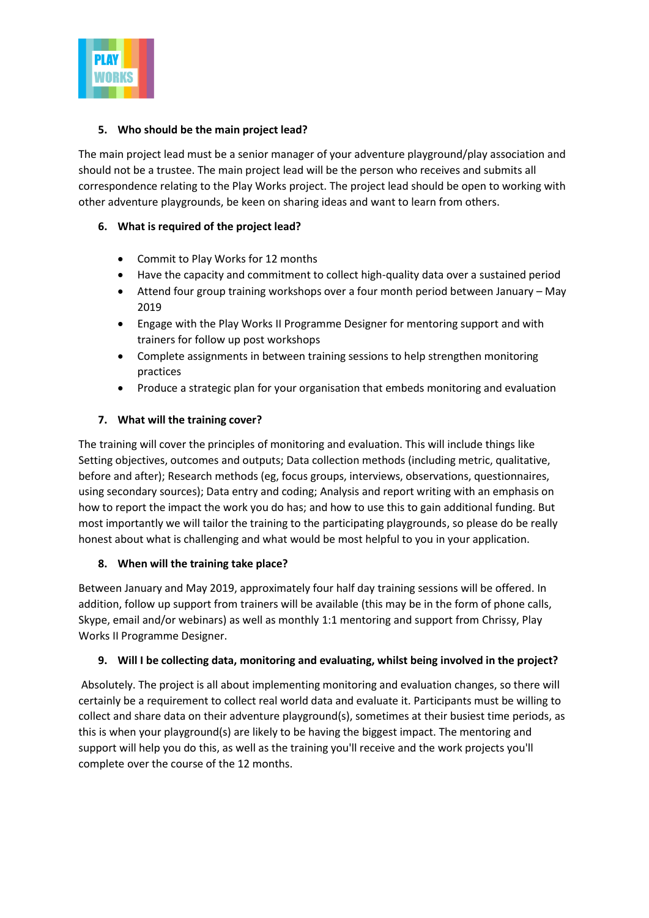**5. Who should be the main project lead?**

The main project lead must be a senior manager of your adventure playground/play association and should not be a trustee. The main project lead will be the person who receives and submits all correspondence relating to the Play Works project. The project lead should be open to working with other adventure playgrounds, be keen on sharing ideas and want to learn from others.

**6. What is required of the project lead?**

- Commit to Play Works for 12 months
- Have the capacity and commitment to collect high-quality data over a sustained period
- Attend four group training workshops over a four month period between January – May 2019
- Engage with the Play Works II Programme Designer for mentoring support and with trainers for follow up post workshops
- Complete assignments in between training sessions to help strengthen monitoring practices
- Produce a strategic plan for your organisation that embeds monitoring and evaluation

**7. What will the training cover?**

The training will cover the principles of monitoring and evaluation. This will include things like Setting objectives, outcomes and outputs; Data collection methods (including metric, qualitative, before and after); Research methods (eg, focus groups, interviews, observations, questionnaires, using secondary sources); Data entry and coding; Analysis and report writing with an emphasis on how to report the impact the work you do has; and how to use this to gain additional funding. But most importantly we will tailor the training to the participating playgrounds, so please do be really honest about what is challenging and what would be most helpful to you in your application.

**8. When will the training take place?**

Between January and May 2019, approximately four half day training sessions will be offered. In addition, follow up support from trainers will be available (this may be in the form of phone calls, Skype, email and/or webinars) as well as monthly 1:1 mentoring and support from Chrissy, Play Works II Programme Designer.

**9. Will I be collecting data, monitoring and evaluating, whilst being involved in the project?**

Absolutely. The project is all about implementing monitoring and evaluation changes, so there will certainly be a requirement to collect real world data and evaluate it. Participants must be willing to collect and share data on their adventure playground(s), sometimes at their busiest time periods, as this is when your playground(s) are likely to be having the biggest impact. The mentoring and support will help you do this, as well as the training you'll receive and the work projects you'll complete over the course of the 12 months.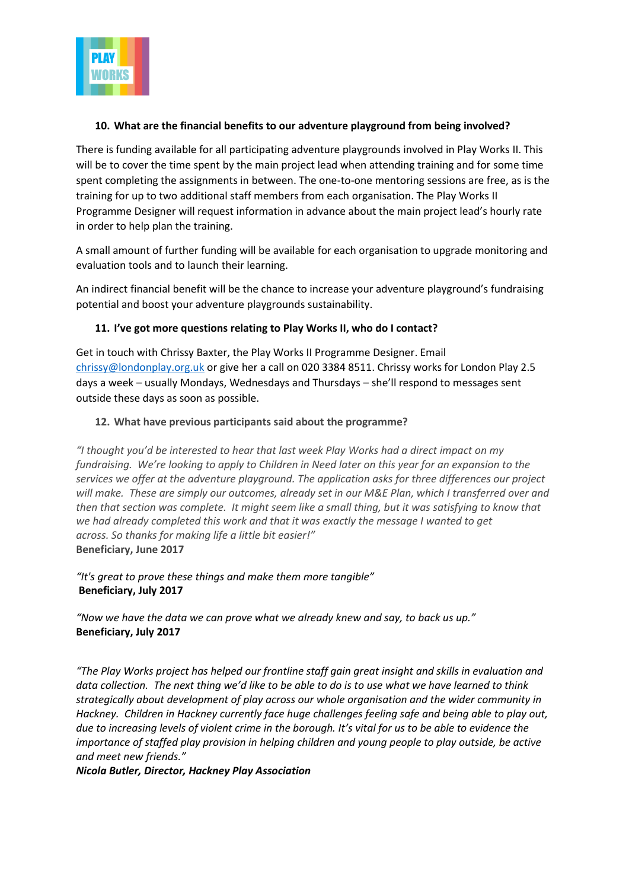**10. What are the financial benefits to our adventure playground from being involved?**

There is funding available for all participating adventure playgrounds involved in Play Works II. This will be to cover the time spent by the main project lead when attending training and for some time spent completing the assignments in between. The one-to-one mentoring sessions are free, as is the training for up to two additional staff members from each organisation. The Play Works II Programme Designer will request information in advance about the main project lead's hourly rate in order to help plan the training.

A small amount of further funding will be available for each organisation to upgrade monitoring and evaluation tools and to launch their learning.

An indirect financial benefit will be the chance to increase your adventure playground's fundraising potential and boost your adventure playgrounds sustainability.

**11. I've got more questions relating to Play Works II, who do I contact?**

Get in touch with Chrissy Baxter, the Play Works II Programme Designer. Email chrissy@londonplay.org.uk or give her a call on 020 3384 8511. Chrissy works for London Play 2.5 days a week – usually Mondays, Wednesdays and Thursdays – she'll respond to messages sent outside these days as soon as possible.

**12. What have previous participants said about the programme?**

*"I thought you'd be interested to hear that last week Play Works had a direct impact on my fundraising. We're looking to apply to Children in Need later on this year for an expansion to the services we offer at the adventure playground. The application asks for three differences our project will make. These are simply our outcomes, already set in our M&E Plan, which I transferred over and then that section was complete. It might seem like a small thing, but it was satisfying to know that we had already completed this work and that it was exactly the message I wanted to get across. So thanks for making life a little bit easier!"*
**Beneficiary, June 2017**

*"It's great to prove these things and make them more tangible"*
**Beneficiary, July 2017**

*"Now we have the data we can prove what we already knew and say, to back us up."*
**Beneficiary, July 2017**

*"The Play Works project has helped our frontline staff gain great insight and skills in evaluation and data collection. The next thing we'd like to be able to do is to use what we have learned to think strategically about development of play across our whole organisation and the wider community in Hackney. Children in Hackney currently face huge challenges feeling safe and being able to play out, due to increasing levels of violent crime in the borough. It's vital for us to be able to evidence the importance of staffed play provision in helping children and young people to play outside, be active and meet new friends."*
***Nicola Butler, Director, Hackney Play Association***